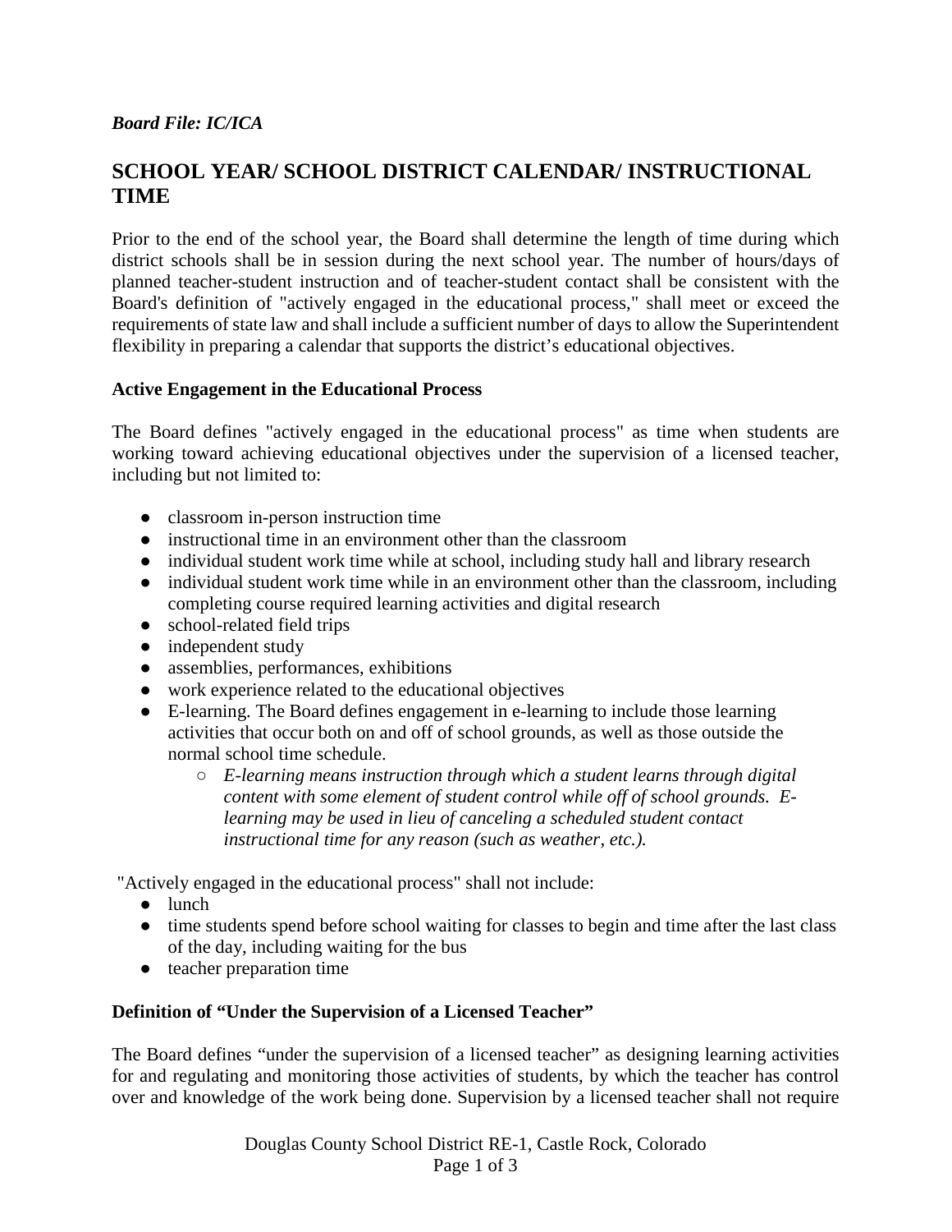***Board File: IC/ICA***

## SCHOOL YEAR/ SCHOOL DISTRICT CALENDAR/ INSTRUCTIONAL TIME

Prior to the end of the school year, the Board shall determine the length of time during which district schools shall be in session during the next school year. The number of hours/days of planned teacher-student instruction and of teacher-student contact shall be consistent with the Board's definition of "actively engaged in the educational process," shall meet or exceed the requirements of state law and shall include a sufficient number of days to allow the Superintendent flexibility in preparing a calendar that supports the district's educational objectives.

**Active Engagement in the Educational Process**

The Board defines "actively engaged in the educational process" as time when students are working toward achieving educational objectives under the supervision of a licensed teacher, including but not limited to:

- classroom in-person instruction time
- instructional time in an environment other than the classroom
- individual student work time while at school, including study hall and library research
- individual student work time while in an environment other than the classroom, including completing course required learning activities and digital research
- school-related field trips
- independent study
- assemblies, performances, exhibitions
- work experience related to the educational objectives
- E-learning. The Board defines engagement in e-learning to include those learning activities that occur both on and off of school grounds, as well as those outside the normal school time schedule.
  - *E-learning means instruction through which a student learns through digital content with some element of student control while off of school grounds. E-learning may be used in lieu of canceling a scheduled student contact instructional time for any reason (such as weather, etc.).*

"Actively engaged in the educational process" shall not include:

- lunch
- time students spend before school waiting for classes to begin and time after the last class of the day, including waiting for the bus
- teacher preparation time

**Definition of "Under the Supervision of a Licensed Teacher"**

The Board defines "under the supervision of a licensed teacher" as designing learning activities for and regulating and monitoring those activities of students, by which the teacher has control over and knowledge of the work being done. Supervision by a licensed teacher shall not require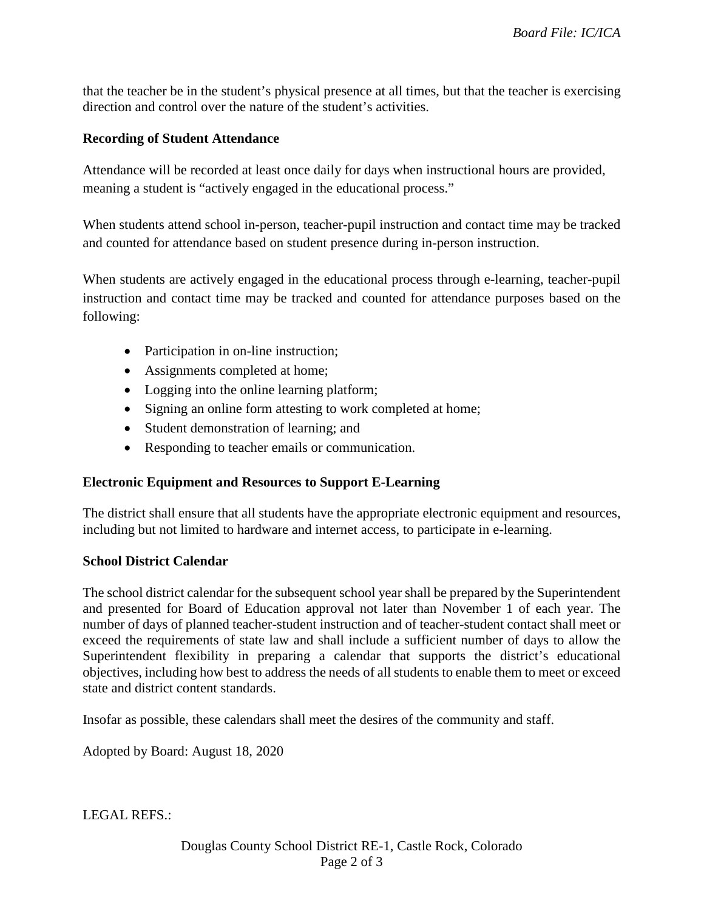that the teacher be in the student's physical presence at all times, but that the teacher is exercising direction and control over the nature of the student's activities.

**Recording of Student Attendance**

Attendance will be recorded at least once daily for days when instructional hours are provided, meaning a student is "actively engaged in the educational process."

When students attend school in-person, teacher-pupil instruction and contact time may be tracked and counted for attendance based on student presence during in-person instruction.

When students are actively engaged in the educational process through e-learning, teacher-pupil instruction and contact time may be tracked and counted for attendance purposes based on the following:

- Participation in on-line instruction;
- Assignments completed at home;
- Logging into the online learning platform;
- Signing an online form attesting to work completed at home;
- Student demonstration of learning; and
- Responding to teacher emails or communication.

**Electronic Equipment and Resources to Support E-Learning**

The district shall ensure that all students have the appropriate electronic equipment and resources, including but not limited to hardware and internet access, to participate in e-learning.

**School District Calendar**

The school district calendar for the subsequent school year shall be prepared by the Superintendent and presented for Board of Education approval not later than November 1 of each year. The number of days of planned teacher-student instruction and of teacher-student contact shall meet or exceed the requirements of state law and shall include a sufficient number of days to allow the Superintendent flexibility in preparing a calendar that supports the district's educational objectives, including how best to address the needs of all students to enable them to meet or exceed state and district content standards.

Insofar as possible, these calendars shall meet the desires of the community and staff.

Adopted by Board: August 18, 2020

LEGAL REFS.: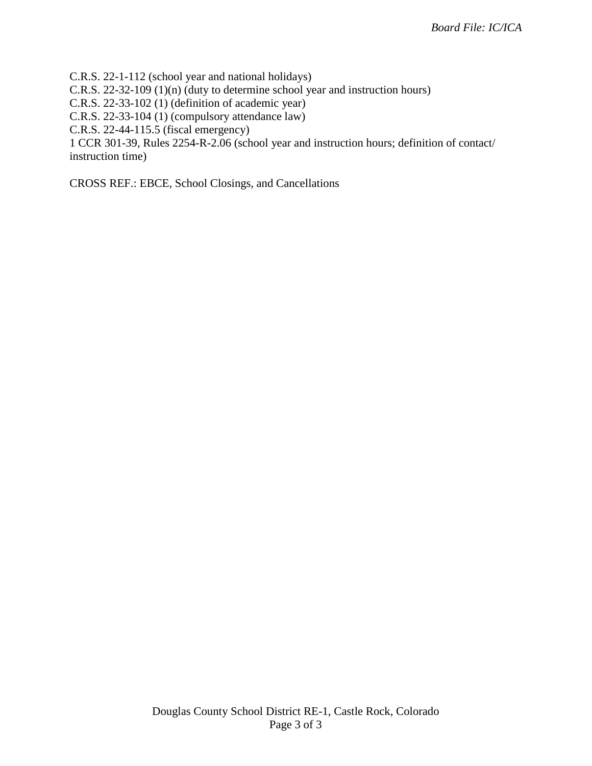C.R.S. 22-1-112 (school year and national holidays)
C.R.S. 22-32-109 (1)(n) (duty to determine school year and instruction hours)
C.R.S. 22-33-102 (1) (definition of academic year)
C.R.S. 22-33-104 (1) (compulsory attendance law)
C.R.S. 22-44-115.5 (fiscal emergency)
1 CCR 301-39, Rules 2254-R-2.06 (school year and instruction hours; definition of contact/ instruction time)

CROSS REF.: EBCE, School Closings, and Cancellations